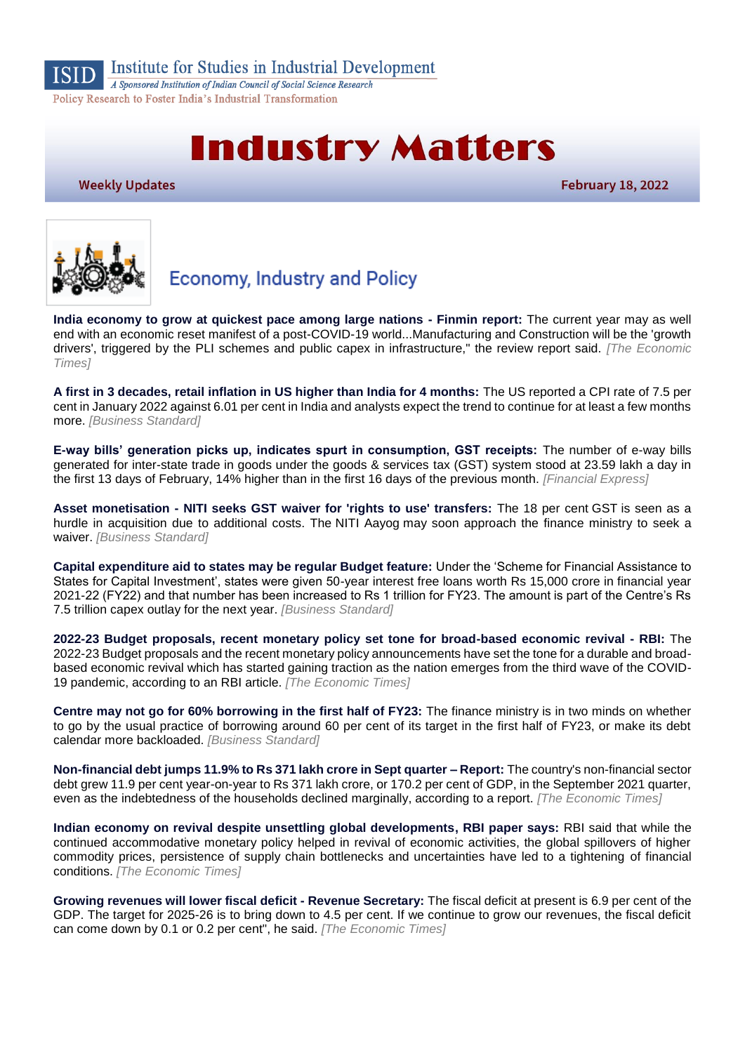ISID Institute for Studies in Industrial Development

*A Sponsored Institution of Indian Council of Social Science Research*

Policy Research to Foster India's Industrial Transformation

# Industry Matters

**Weekly Updates** **February 18, 2022**

## Economy, Industry and Policy

**India economy to grow at quickest pace among large nations - Finmin report:** The current year may as well end with an economic reset manifest of a post-COVID-19 world...Manufacturing and Construction will be the 'growth drivers', triggered by the PLI schemes and public capex in infrastructure," the review report said. *[The Economic Times]*

**A first in 3 decades, retail inflation in US higher than India for 4 months:** The US reported a CPI rate of 7.5 per cent in January 2022 against 6.01 per cent in India and analysts expect the trend to continue for at least a few months more. *[Business Standard]*

**E-way bills' generation picks up, indicates spurt in consumption, GST receipts:** The number of e-way bills generated for inter-state trade in goods under the goods & services tax (GST) system stood at 23.59 lakh a day in the first 13 days of February, 14% higher than in the first 16 days of the previous month. *[Financial Express]*

**Asset monetisation - NITI seeks GST waiver for 'rights to use' transfers:** The 18 per cent GST is seen as a hurdle in acquisition due to additional costs. The NITI Aayog may soon approach the finance ministry to seek a waiver. *[Business Standard]*

**Capital expenditure aid to states may be regular Budget feature:** Under the 'Scheme for Financial Assistance to States for Capital Investment', states were given 50-year interest free loans worth Rs 15,000 crore in financial year 2021-22 (FY22) and that number has been increased to Rs 1 trillion for FY23. The amount is part of the Centre's Rs 7.5 trillion capex outlay for the next year. *[Business Standard]*

**2022-23 Budget proposals, recent monetary policy set tone for broad-based economic revival - RBI:** The 2022-23 Budget proposals and the recent monetary policy announcements have set the tone for a durable and broad-based economic revival which has started gaining traction as the nation emerges from the third wave of the COVID-19 pandemic, according to an RBI article. *[The Economic Times]*

**Centre may not go for 60% borrowing in the first half of FY23:** The finance ministry is in two minds on whether to go by the usual practice of borrowing around 60 per cent of its target in the first half of FY23, or make its debt calendar more backloaded. *[Business Standard]*

**Non-financial debt jumps 11.9% to Rs 371 lakh crore in Sept quarter – Report:** The country's non-financial sector debt grew 11.9 per cent year-on-year to Rs 371 lakh crore, or 170.2 per cent of GDP, in the September 2021 quarter, even as the indebtedness of the households declined marginally, according to a report. *[The Economic Times]*

**Indian economy on revival despite unsettling global developments, RBI paper says:** RBI said that while the continued accommodative monetary policy helped in revival of economic activities, the global spillovers of higher commodity prices, persistence of supply chain bottlenecks and uncertainties have led to a tightening of financial conditions. *[The Economic Times]*

**Growing revenues will lower fiscal deficit - Revenue Secretary:** The fiscal deficit at present is 6.9 per cent of the GDP. The target for 2025-26 is to bring down to 4.5 per cent. If we continue to grow our revenues, the fiscal deficit can come down by 0.1 or 0.2 per cent", he said. *[The Economic Times]*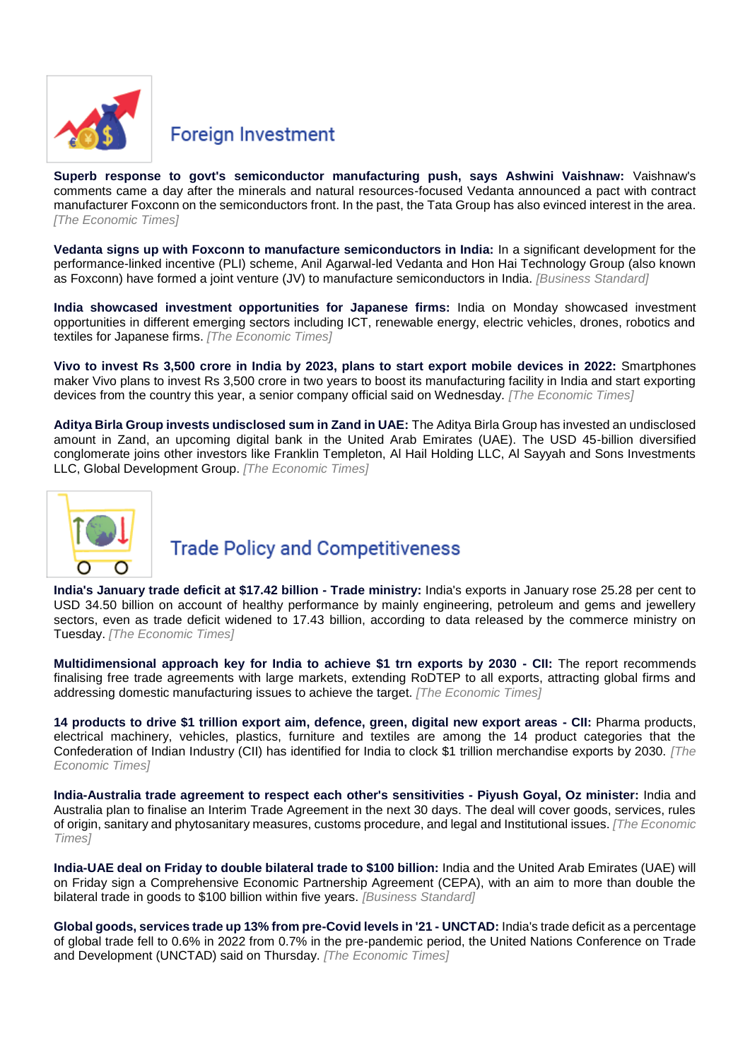## Foreign Investment

**Superb response to govt's semiconductor manufacturing push, says Ashwini Vaishnaw:** Vaishnaw's comments came a day after the minerals and natural resources-focused Vedanta announced a pact with contract manufacturer Foxconn on the semiconductors front. In the past, the Tata Group has also evinced interest in the area. *[The Economic Times]*

**Vedanta signs up with Foxconn to manufacture semiconductors in India:** In a significant development for the performance-linked incentive (PLI) scheme, Anil Agarwal-led Vedanta and Hon Hai Technology Group (also known as Foxconn) have formed a joint venture (JV) to manufacture semiconductors in India. *[Business Standard]*

**India showcased investment opportunities for Japanese firms:** India on Monday showcased investment opportunities in different emerging sectors including ICT, renewable energy, electric vehicles, drones, robotics and textiles for Japanese firms. *[The Economic Times]*

**Vivo to invest Rs 3,500 crore in India by 2023, plans to start export mobile devices in 2022:** Smartphones maker Vivo plans to invest Rs 3,500 crore in two years to boost its manufacturing facility in India and start exporting devices from the country this year, a senior company official said on Wednesday. *[The Economic Times]*

**Aditya Birla Group invests undisclosed sum in Zand in UAE:** The Aditya Birla Group has invested an undisclosed amount in Zand, an upcoming digital bank in the United Arab Emirates (UAE). The USD 45-billion diversified conglomerate joins other investors like Franklin Templeton, Al Hail Holding LLC, Al Sayyah and Sons Investments LLC, Global Development Group. *[The Economic Times]*

## Trade Policy and Competitiveness

**India's January trade deficit at $17.42 billion - Trade ministry:** India's exports in January rose 25.28 per cent to USD 34.50 billion on account of healthy performance by mainly engineering, petroleum and gems and jewellery sectors, even as trade deficit widened to 17.43 billion, according to data released by the commerce ministry on Tuesday. *[The Economic Times]*

**Multidimensional approach key for India to achieve $1 trn exports by 2030 - CII:** The report recommends finalising free trade agreements with large markets, extending RoDTEP to all exports, attracting global firms and addressing domestic manufacturing issues to achieve the target. *[The Economic Times]*

**14 products to drive $1 trillion export aim, defence, green, digital new export areas - CII:** Pharma products, electrical machinery, vehicles, plastics, furniture and textiles are among the 14 product categories that the Confederation of Indian Industry (CII) has identified for India to clock $1 trillion merchandise exports by 2030. *[The Economic Times]*

**India-Australia trade agreement to respect each other's sensitivities - Piyush Goyal, Oz minister:** India and Australia plan to finalise an Interim Trade Agreement in the next 30 days. The deal will cover goods, services, rules of origin, sanitary and phytosanitary measures, customs procedure, and legal and Institutional issues. *[The Economic Times]*

**India-UAE deal on Friday to double bilateral trade to $100 billion:** India and the United Arab Emirates (UAE) will on Friday sign a Comprehensive Economic Partnership Agreement (CEPA), with an aim to more than double the bilateral trade in goods to $100 billion within five years. *[Business Standard]*

**Global goods, services trade up 13% from pre-Covid levels in '21 - UNCTAD:** India's trade deficit as a percentage of global trade fell to 0.6% in 2022 from 0.7% in the pre-pandemic period, the United Nations Conference on Trade and Development (UNCTAD) said on Thursday. *[The Economic Times]*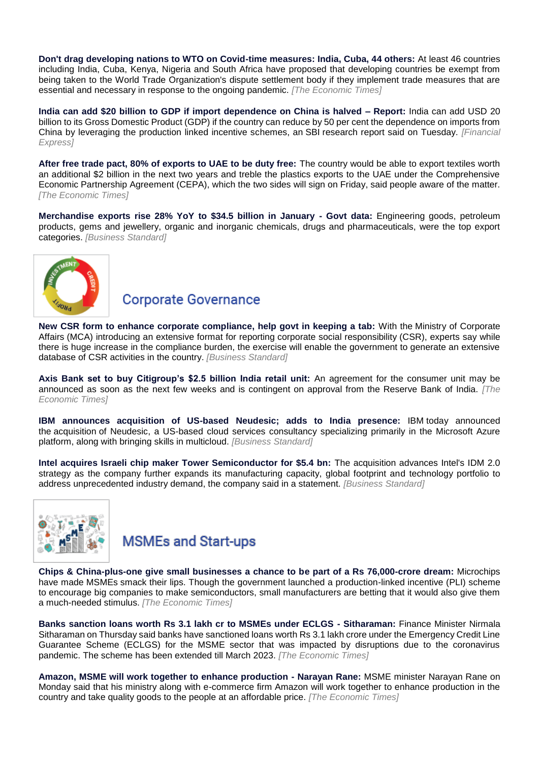**Don't drag developing nations to WTO on Covid-time measures: India, Cuba, 44 others:** At least 46 countries including India, Cuba, Kenya, Nigeria and South Africa have proposed that developing countries be exempt from being taken to the World Trade Organization's dispute settlement body if they implement trade measures that are essential and necessary in response to the ongoing pandemic. *[The Economic Times]*

**India can add $20 billion to GDP if import dependence on China is halved – Report:** India can add USD 20 billion to its Gross Domestic Product (GDP) if the country can reduce by 50 per cent the dependence on imports from China by leveraging the production linked incentive schemes, an SBI research report said on Tuesday. *[Financial Express]*

**After free trade pact, 80% of exports to UAE to be duty free:** The country would be able to export textiles worth an additional $2 billion in the next two years and treble the plastics exports to the UAE under the Comprehensive Economic Partnership Agreement (CEPA), which the two sides will sign on Friday, said people aware of the matter. *[The Economic Times]*

**Merchandise exports rise 28% YoY to $34.5 billion in January - Govt data:** Engineering goods, petroleum products, gems and jewellery, organic and inorganic chemicals, drugs and pharmaceuticals, were the top export categories. *[Business Standard]*

## Corporate Governance

**New CSR form to enhance corporate compliance, help govt in keeping a tab:** With the Ministry of Corporate Affairs (MCA) introducing an extensive format for reporting corporate social responsibility (CSR), experts say while there is huge increase in the compliance burden, the exercise will enable the government to generate an extensive database of CSR activities in the country. *[Business Standard]*

**Axis Bank set to buy Citigroup's $2.5 billion India retail unit:** An agreement for the consumer unit may be announced as soon as the next few weeks and is contingent on approval from the Reserve Bank of India. *[The Economic Times]*

**IBM announces acquisition of US-based Neudesic; adds to India presence:** IBM today announced the acquisition of Neudesic, a US-based cloud services consultancy specializing primarily in the Microsoft Azure platform, along with bringing skills in multicloud. *[Business Standard]*

**Intel acquires Israeli chip maker Tower Semiconductor for $5.4 bn:** The acquisition advances Intel's IDM 2.0 strategy as the company further expands its manufacturing capacity, global footprint and technology portfolio to address unprecedented industry demand, the company said in a statement. *[Business Standard]*

## MSMEs and Start-ups

**Chips & China-plus-one give small businesses a chance to be part of a Rs 76,000-crore dream:** Microchips have made MSMEs smack their lips. Though the government launched a production-linked incentive (PLI) scheme to encourage big companies to make semiconductors, small manufacturers are betting that it would also give them a much-needed stimulus. *[The Economic Times]*

**Banks sanction loans worth Rs 3.1 lakh cr to MSMEs under ECLGS - Sitharaman:** Finance Minister Nirmala Sitharaman on Thursday said banks have sanctioned loans worth Rs 3.1 lakh crore under the Emergency Credit Line Guarantee Scheme (ECLGS) for the MSME sector that was impacted by disruptions due to the coronavirus pandemic. The scheme has been extended till March 2023. *[The Economic Times]*

**Amazon, MSME will work together to enhance production - Narayan Rane:** MSME minister Narayan Rane on Monday said that his ministry along with e-commerce firm Amazon will work together to enhance production in the country and take quality goods to the people at an affordable price. *[The Economic Times]*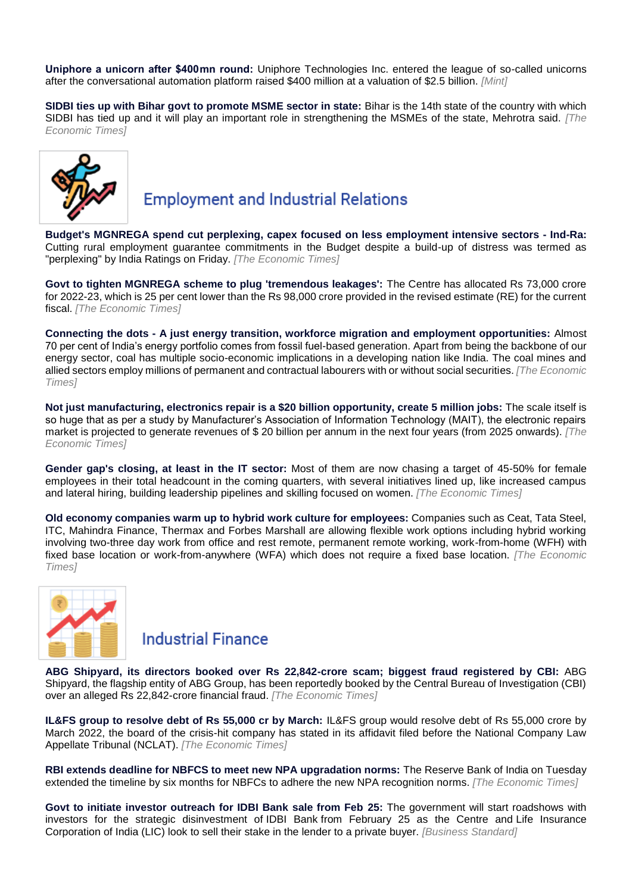**Uniphore a unicorn after $400mn round:** Uniphore Technologies Inc. entered the league of so-called unicorns after the conversational automation platform raised $400 million at a valuation of $2.5 billion. *[Mint]*

**SIDBI ties up with Bihar govt to promote MSME sector in state:** Bihar is the 14th state of the country with which SIDBI has tied up and it will play an important role in strengthening the MSMEs of the state, Mehrotra said. *[The Economic Times]*

## Employment and Industrial Relations

**Budget's MGNREGA spend cut perplexing, capex focused on less employment intensive sectors - Ind-Ra:** Cutting rural employment guarantee commitments in the Budget despite a build-up of distress was termed as "perplexing" by India Ratings on Friday. *[The Economic Times]*

**Govt to tighten MGNREGA scheme to plug 'tremendous leakages':** The Centre has allocated Rs 73,000 crore for 2022-23, which is 25 per cent lower than the Rs 98,000 crore provided in the revised estimate (RE) for the current fiscal. *[The Economic Times]*

**Connecting the dots - A just energy transition, workforce migration and employment opportunities:** Almost 70 per cent of India's energy portfolio comes from fossil fuel-based generation. Apart from being the backbone of our energy sector, coal has multiple socio-economic implications in a developing nation like India. The coal mines and allied sectors employ millions of permanent and contractual labourers with or without social securities. *[The Economic Times]*

**Not just manufacturing, electronics repair is a $20 billion opportunity, create 5 million jobs:** The scale itself is so huge that as per a study by Manufacturer's Association of Information Technology (MAIT), the electronic repairs market is projected to generate revenues of $ 20 billion per annum in the next four years (from 2025 onwards). *[The Economic Times]*

**Gender gap's closing, at least in the IT sector:** Most of them are now chasing a target of 45-50% for female employees in their total headcount in the coming quarters, with several initiatives lined up, like increased campus and lateral hiring, building leadership pipelines and skilling focused on women. *[The Economic Times]*

**Old economy companies warm up to hybrid work culture for employees:** Companies such as Ceat, Tata Steel, ITC, Mahindra Finance, Thermax and Forbes Marshall are allowing flexible work options including hybrid working involving two-three day work from office and rest remote, permanent remote working, work-from-home (WFH) with fixed base location or work-from-anywhere (WFA) which does not require a fixed base location. *[The Economic Times]*

## Industrial Finance

**ABG Shipyard, its directors booked over Rs 22,842-crore scam; biggest fraud registered by CBI:** ABG Shipyard, the flagship entity of ABG Group, has been reportedly booked by the Central Bureau of Investigation (CBI) over an alleged Rs 22,842-crore financial fraud. *[The Economic Times]*

**IL&FS group to resolve debt of Rs 55,000 cr by March:** IL&FS group would resolve debt of Rs 55,000 crore by March 2022, the board of the crisis-hit company has stated in its affidavit filed before the National Company Law Appellate Tribunal (NCLAT). *[The Economic Times]*

**RBI extends deadline for NBFCS to meet new NPA upgradation norms:** The Reserve Bank of India on Tuesday extended the timeline by six months for NBFCs to adhere the new NPA recognition norms. *[The Economic Times]*

**Govt to initiate investor outreach for IDBI Bank sale from Feb 25:** The government will start roadshows with investors for the strategic disinvestment of IDBI Bank from February 25 as the Centre and Life Insurance Corporation of India (LIC) look to sell their stake in the lender to a private buyer. *[Business Standard]*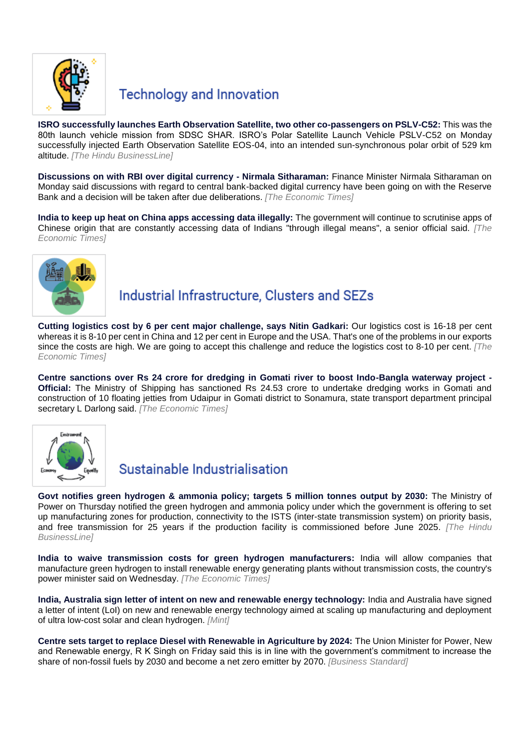## Technology and Innovation

**ISRO successfully launches Earth Observation Satellite, two other co-passengers on PSLV-C52:** This was the 80th launch vehicle mission from SDSC SHAR. ISRO's Polar Satellite Launch Vehicle PSLV-C52 on Monday successfully injected Earth Observation Satellite EOS-04, into an intended sun-synchronous polar orbit of 529 km altitude. *[The Hindu BusinessLine]*

**Discussions on with RBI over digital currency - Nirmala Sitharaman:** Finance Minister Nirmala Sitharaman on Monday said discussions with regard to central bank-backed digital currency have been going on with the Reserve Bank and a decision will be taken after due deliberations. *[The Economic Times]*

**India to keep up heat on China apps accessing data illegally:** The government will continue to scrutinise apps of Chinese origin that are constantly accessing data of Indians "through illegal means", a senior official said. *[The Economic Times]*

## Industrial Infrastructure, Clusters and SEZs

**Cutting logistics cost by 6 per cent major challenge, says Nitin Gadkari:** Our logistics cost is 16-18 per cent whereas it is 8-10 per cent in China and 12 per cent in Europe and the USA. That's one of the problems in our exports since the costs are high. We are going to accept this challenge and reduce the logistics cost to 8-10 per cent. *[The Economic Times]*

**Centre sanctions over Rs 24 crore for dredging in Gomati river to boost Indo-Bangla waterway project - Official:** The Ministry of Shipping has sanctioned Rs 24.53 crore to undertake dredging works in Gomati and construction of 10 floating jetties from Udaipur in Gomati district to Sonamura, state transport department principal secretary L Darlong said. *[The Economic Times]*

## Sustainable Industrialisation

**Govt notifies green hydrogen & ammonia policy; targets 5 million tonnes output by 2030:** The Ministry of Power on Thursday notified the green hydrogen and ammonia policy under which the government is offering to set up manufacturing zones for production, connectivity to the ISTS (inter-state transmission system) on priority basis, and free transmission for 25 years if the production facility is commissioned before June 2025. *[The Hindu BusinessLine]*

**India to waive transmission costs for green hydrogen manufacturers:** India will allow companies that manufacture green hydrogen to install renewable energy generating plants without transmission costs, the country's power minister said on Wednesday. *[The Economic Times]*

**India, Australia sign letter of intent on new and renewable energy technology:** India and Australia have signed a letter of intent (LoI) on new and renewable energy technology aimed at scaling up manufacturing and deployment of ultra low-cost solar and clean hydrogen. *[Mint]*

**Centre sets target to replace Diesel with Renewable in Agriculture by 2024:** The Union Minister for Power, New and Renewable energy, R K Singh on Friday said this is in line with the government's commitment to increase the share of non-fossil fuels by 2030 and become a net zero emitter by 2070. *[Business Standard]*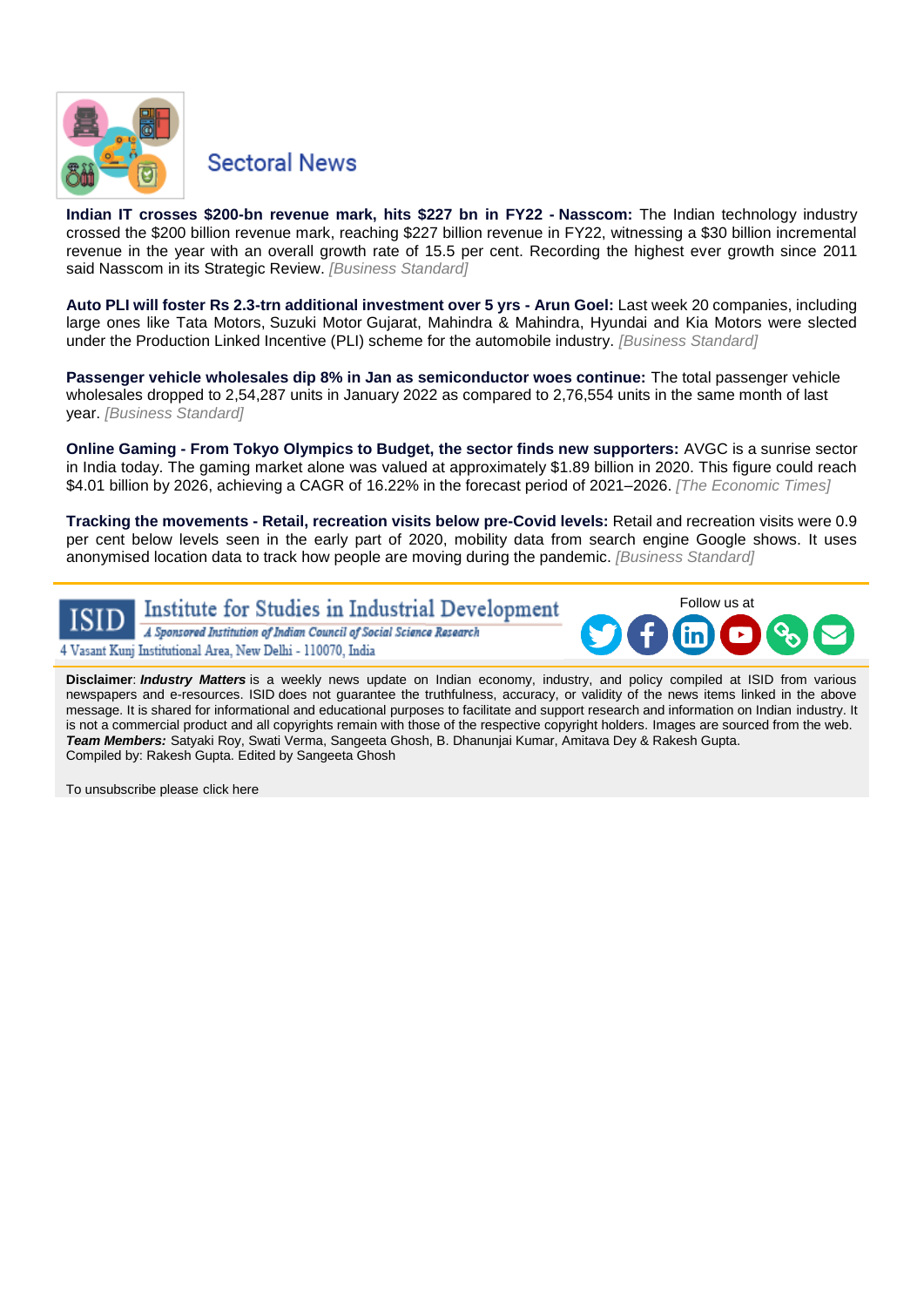## Sectoral News

**Indian IT crosses $200-bn revenue mark, hits $227 bn in FY22 - Nasscom:** The Indian technology industry crossed the $200 billion revenue mark, reaching $227 billion revenue in FY22, witnessing a $30 billion incremental revenue in the year with an overall growth rate of 15.5 per cent. Recording the highest ever growth since 2011 said Nasscom in its Strategic Review. *[Business Standard]*

**Auto PLI will foster Rs 2.3-trn additional investment over 5 yrs - Arun Goel:** Last week 20 companies, including large ones like Tata Motors, Suzuki Motor Gujarat, Mahindra & Mahindra, Hyundai and Kia Motors were slected under the Production Linked Incentive (PLI) scheme for the automobile industry. *[Business Standard]*

**Passenger vehicle wholesales dip 8% in Jan as semiconductor woes continue:** The total passenger vehicle wholesales dropped to 2,54,287 units in January 2022 as compared to 2,76,554 units in the same month of last year. *[Business Standard]*

**Online Gaming - From Tokyo Olympics to Budget, the sector finds new supporters:** AVGC is a sunrise sector in India today. The gaming market alone was valued at approximately $1.89 billion in 2020. This figure could reach $4.01 billion by 2026, achieving a CAGR of 16.22% in the forecast period of 2021–2026. *[The Economic Times]*

**Tracking the movements - Retail, recreation visits below pre-Covid levels:** Retail and recreation visits were 0.9 per cent below levels seen in the early part of 2020, mobility data from search engine Google shows. It uses anonymised location data to track how people are moving during the pandemic. *[Business Standard]*

---

ISID Institute for Studies in Industrial Development
*A Sponsored Institution of Indian Council of Social Science Research*
4 Vasant Kunj Institutional Area, New Delhi - 110070, India

Follow us at

**Disclaimer**: ***Industry Matters*** is a weekly news update on Indian economy, industry, and policy compiled at ISID from various newspapers and e-resources. ISID does not guarantee the truthfulness, accuracy, or validity of the news items linked in the above message. It is shared for informational and educational purposes to facilitate and support research and information on Indian industry. It is not a commercial product and all copyrights remain with those of the respective copyright holders. Images are sourced from the web.
***Team Members:*** Satyaki Roy, Swati Verma, Sangeeta Ghosh, B. Dhanunjai Kumar, Amitava Dey & Rakesh Gupta.
Compiled by: Rakesh Gupta. Edited by Sangeeta Ghosh

To unsubscribe please click here